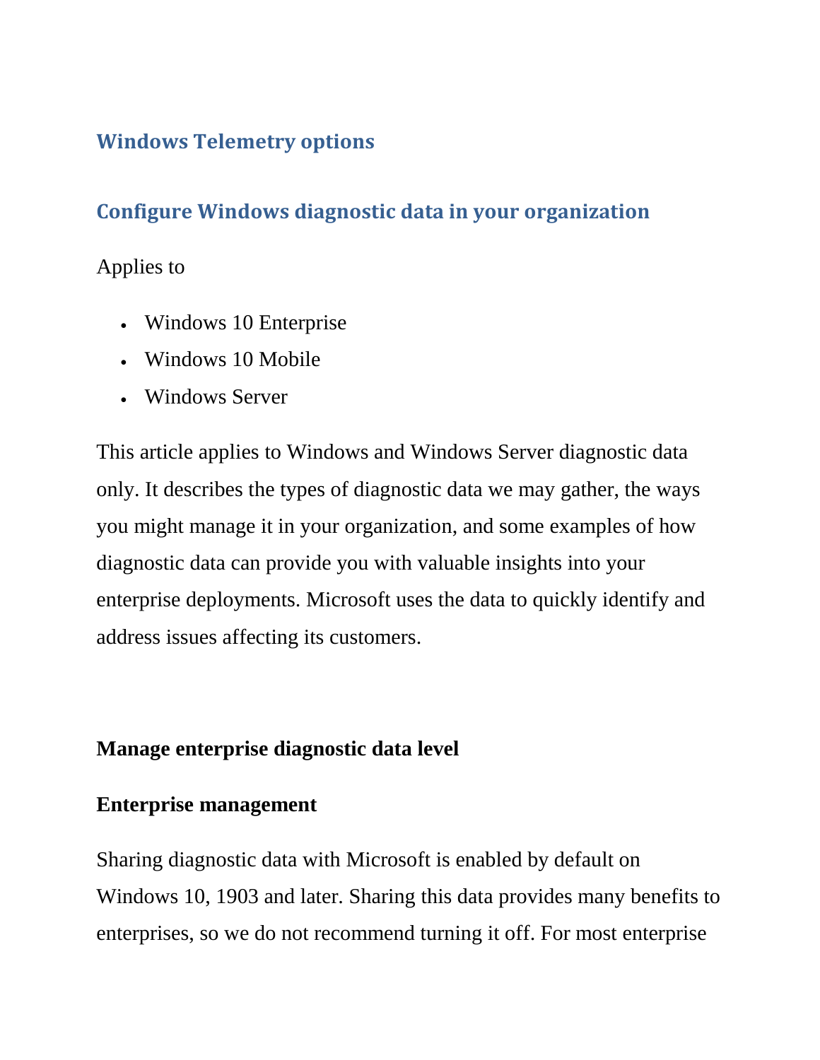## Windows Telemetry options

## Configure Windows diagnostic data in your organization

Applies to

- Windows 10 Enterprise
- Windows 10 Mobile
- Windows Server

This article applies to Windows and Windows Server diagnostic data only. It describes the types of diagnostic data we may gather, the ways you might manage it in your organization, and some examples of how diagnostic data can provide you with valuable insights into your enterprise deployments. Microsoft uses the data to quickly identify and address issues affecting its customers.

**Manage enterprise diagnostic data level**

**Enterprise management**

Sharing diagnostic data with Microsoft is enabled by default on Windows 10, 1903 and later. Sharing this data provides many benefits to enterprises, so we do not recommend turning it off. For most enterprise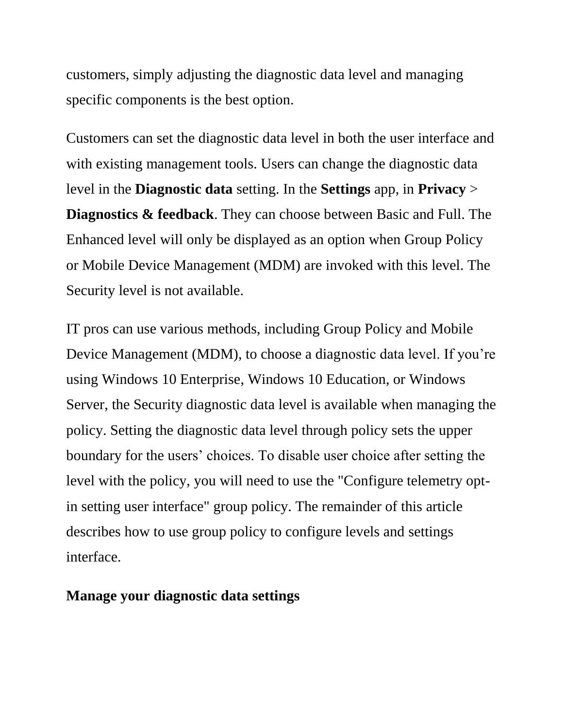customers, simply adjusting the diagnostic data level and managing specific components is the best option.

Customers can set the diagnostic data level in both the user interface and with existing management tools. Users can change the diagnostic data level in the **Diagnostic data** setting. In the **Settings** app, in **Privacy** > **Diagnostics & feedback**. They can choose between Basic and Full. The Enhanced level will only be displayed as an option when Group Policy or Mobile Device Management (MDM) are invoked with this level. The Security level is not available.

IT pros can use various methods, including Group Policy and Mobile Device Management (MDM), to choose a diagnostic data level. If you're using Windows 10 Enterprise, Windows 10 Education, or Windows Server, the Security diagnostic data level is available when managing the policy. Setting the diagnostic data level through policy sets the upper boundary for the users' choices. To disable user choice after setting the level with the policy, you will need to use the "Configure telemetry opt-in setting user interface" group policy. The remainder of this article describes how to use group policy to configure levels and settings interface.

**Manage your diagnostic data settings**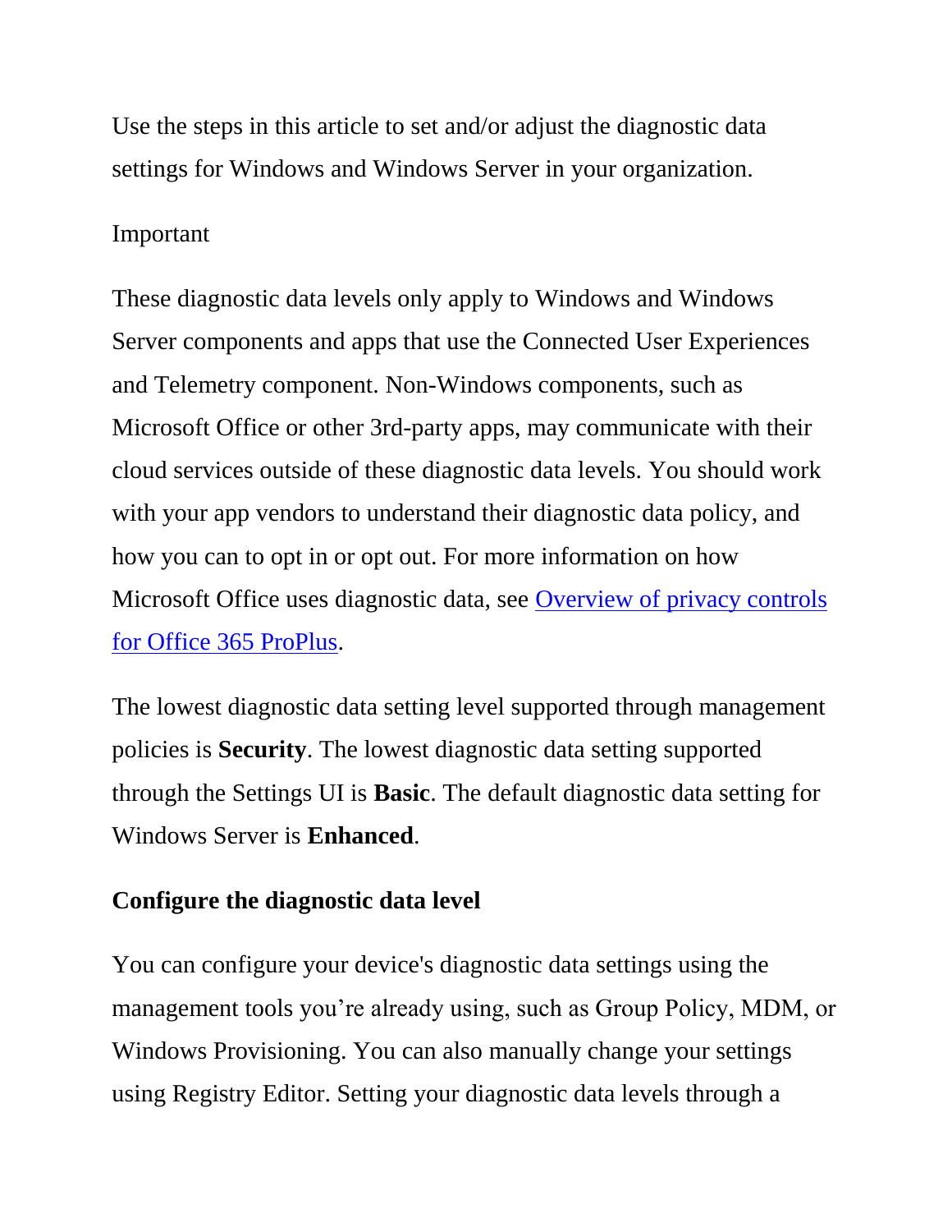Use the steps in this article to set and/or adjust the diagnostic data settings for Windows and Windows Server in your organization.

Important

These diagnostic data levels only apply to Windows and Windows Server components and apps that use the Connected User Experiences and Telemetry component. Non-Windows components, such as Microsoft Office or other 3rd-party apps, may communicate with their cloud services outside of these diagnostic data levels. You should work with your app vendors to understand their diagnostic data policy, and how you can to opt in or opt out. For more information on how Microsoft Office uses diagnostic data, see [Overview of privacy controls for Office 365 ProPlus]().

The lowest diagnostic data setting level supported through management policies is **Security**. The lowest diagnostic data setting supported through the Settings UI is **Basic**. The default diagnostic data setting for Windows Server is **Enhanced**.

### Configure the diagnostic data level

You can configure your device's diagnostic data settings using the management tools you’re already using, such as Group Policy, MDM, or Windows Provisioning. You can also manually change your settings using Registry Editor. Setting your diagnostic data levels through a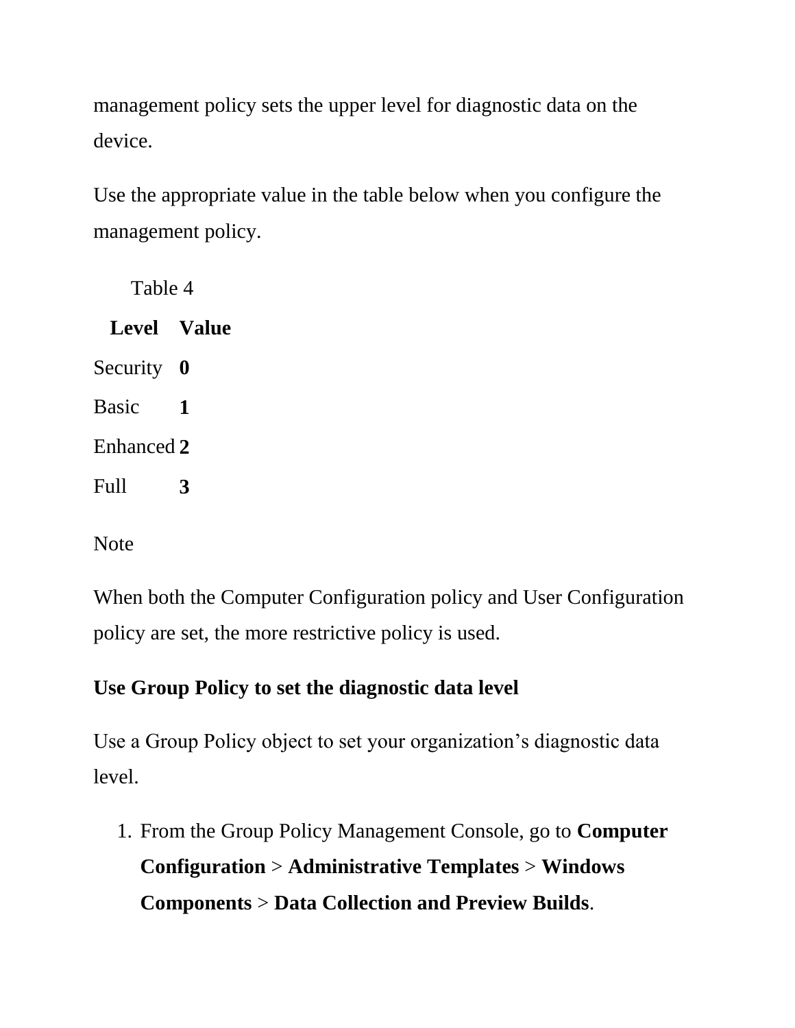management policy sets the upper level for diagnostic data on the device.

Use the appropriate value in the table below when you configure the management policy.

Table 4

| Level | Value |
| --- | --- |
| Security | **0** |
| Basic | **1** |
| Enhanced | **2** |
| Full | **3** |

Note

When both the Computer Configuration policy and User Configuration policy are set, the more restrictive policy is used.

**Use Group Policy to set the diagnostic data level**

Use a Group Policy object to set your organization's diagnostic data level.

1. From the Group Policy Management Console, go to **Computer Configuration** > **Administrative Templates** > **Windows Components** > **Data Collection and Preview Builds**.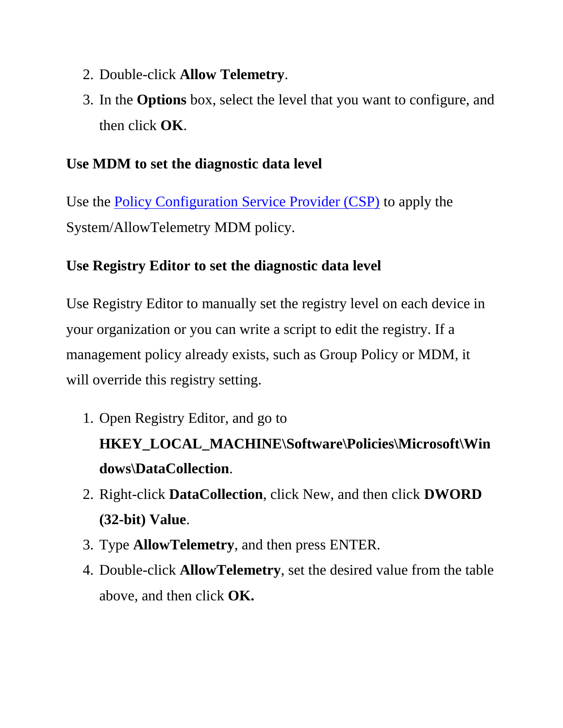2. Double-click **Allow Telemetry**.
3. In the **Options** box, select the level that you want to configure, and then click **OK**.

### Use MDM to set the diagnostic data level

Use the Policy Configuration Service Provider (CSP) to apply the System/AllowTelemetry MDM policy.

### Use Registry Editor to set the diagnostic data level

Use Registry Editor to manually set the registry level on each device in your organization or you can write a script to edit the registry. If a management policy already exists, such as Group Policy or MDM, it will override this registry setting.

1. Open Registry Editor, and go to **HKEY_LOCAL_MACHINE\Software\Policies\Microsoft\Windows\DataCollection**.
2. Right-click **DataCollection**, click New, and then click **DWORD (32-bit) Value**.
3. Type **AllowTelemetry**, and then press ENTER.
4. Double-click **AllowTelemetry**, set the desired value from the table above, and then click **OK.**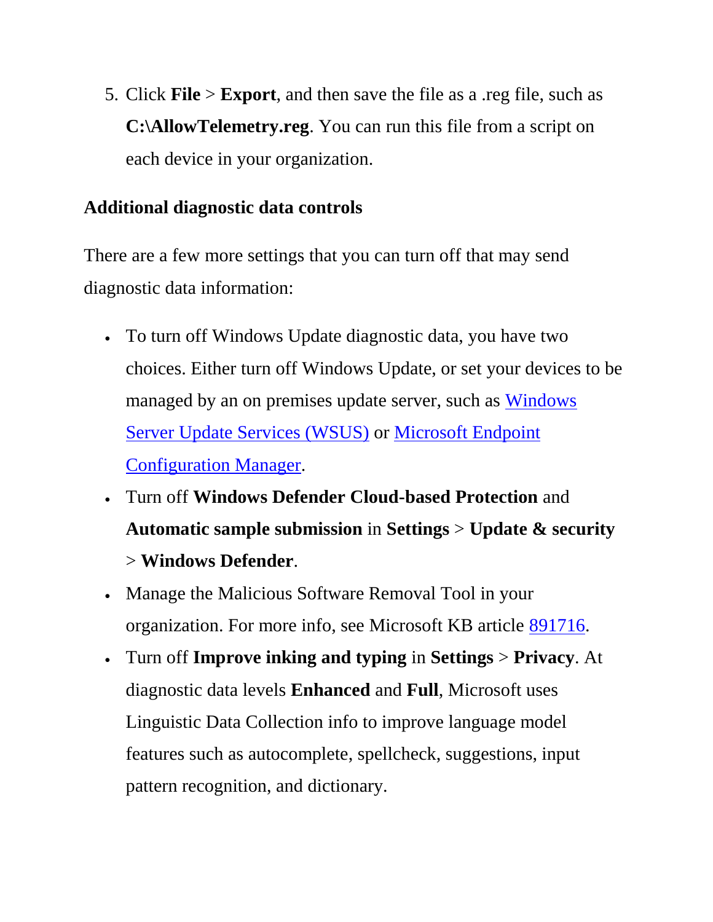5. Click **File** > **Export**, and then save the file as a .reg file, such as **C:\AllowTelemetry.reg**. You can run this file from a script on each device in your organization.

### Additional diagnostic data controls

There are a few more settings that you can turn off that may send diagnostic data information:

- To turn off Windows Update diagnostic data, you have two choices. Either turn off Windows Update, or set your devices to be managed by an on premises update server, such as [Windows Server Update Services (WSUS)]() or [Microsoft Endpoint Configuration Manager]().
- Turn off **Windows Defender Cloud-based Protection** and **Automatic sample submission** in **Settings** > **Update & security** > **Windows Defender**.
- Manage the Malicious Software Removal Tool in your organization. For more info, see Microsoft KB article [891716]().
- Turn off **Improve inking and typing** in **Settings** > **Privacy**. At diagnostic data levels **Enhanced** and **Full**, Microsoft uses Linguistic Data Collection info to improve language model features such as autocomplete, spellcheck, suggestions, input pattern recognition, and dictionary.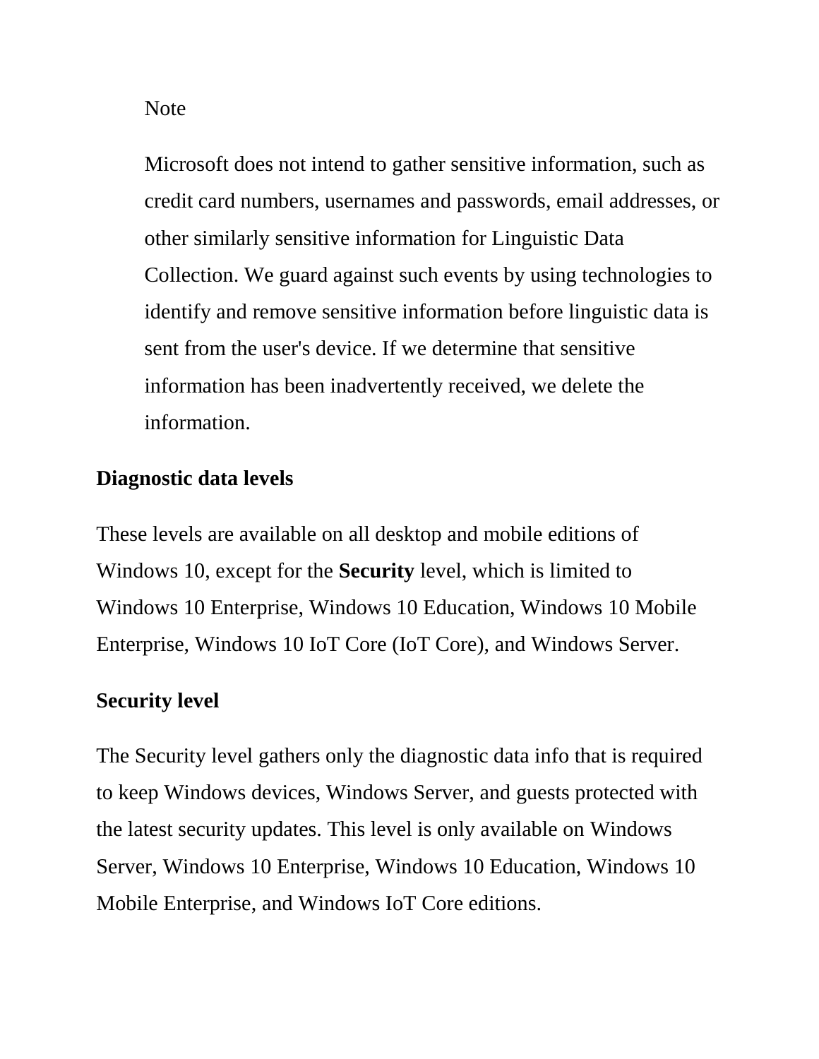> Note
>
> Microsoft does not intend to gather sensitive information, such as credit card numbers, usernames and passwords, email addresses, or other similarly sensitive information for Linguistic Data Collection. We guard against such events by using technologies to identify and remove sensitive information before linguistic data is sent from the user's device. If we determine that sensitive information has been inadvertently received, we delete the information.

**Diagnostic data levels**

These levels are available on all desktop and mobile editions of Windows 10, except for the **Security** level, which is limited to Windows 10 Enterprise, Windows 10 Education, Windows 10 Mobile Enterprise, Windows 10 IoT Core (IoT Core), and Windows Server.

**Security level**

The Security level gathers only the diagnostic data info that is required to keep Windows devices, Windows Server, and guests protected with the latest security updates. This level is only available on Windows Server, Windows 10 Enterprise, Windows 10 Education, Windows 10 Mobile Enterprise, and Windows IoT Core editions.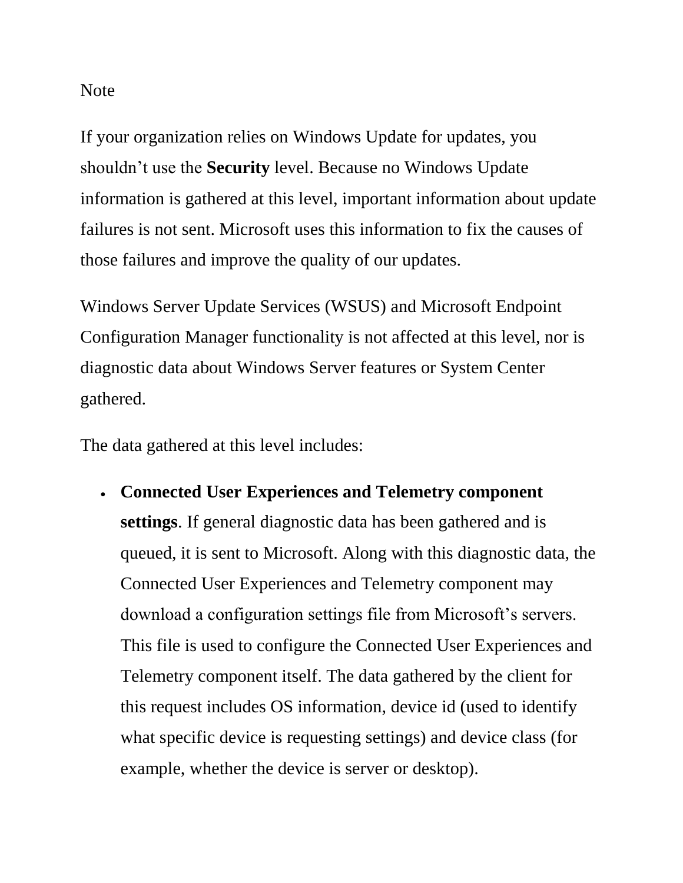Note

If your organization relies on Windows Update for updates, you shouldn’t use the **Security** level. Because no Windows Update information is gathered at this level, important information about update failures is not sent. Microsoft uses this information to fix the causes of those failures and improve the quality of our updates.

Windows Server Update Services (WSUS) and Microsoft Endpoint Configuration Manager functionality is not affected at this level, nor is diagnostic data about Windows Server features or System Center gathered.

The data gathered at this level includes:

- **Connected User Experiences and Telemetry component settings**. If general diagnostic data has been gathered and is queued, it is sent to Microsoft. Along with this diagnostic data, the Connected User Experiences and Telemetry component may download a configuration settings file from Microsoft’s servers. This file is used to configure the Connected User Experiences and Telemetry component itself. The data gathered by the client for this request includes OS information, device id (used to identify what specific device is requesting settings) and device class (for example, whether the device is server or desktop).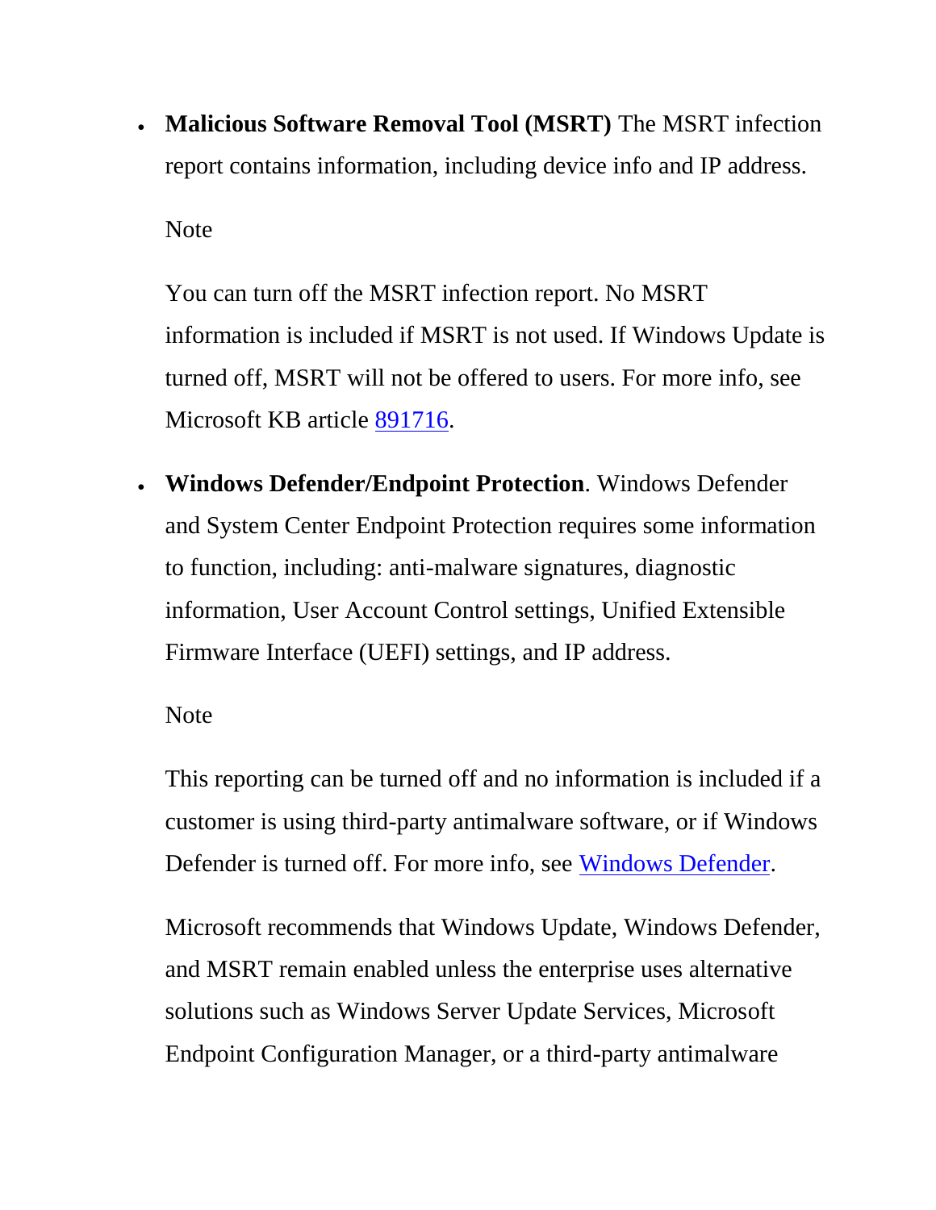- **Malicious Software Removal Tool (MSRT)** The MSRT infection report contains information, including device info and IP address.

  Note

  You can turn off the MSRT infection report. No MSRT information is included if MSRT is not used. If Windows Update is turned off, MSRT will not be offered to users. For more info, see Microsoft KB article [891716](891716).

- **Windows Defender/Endpoint Protection**. Windows Defender and System Center Endpoint Protection requires some information to function, including: anti-malware signatures, diagnostic information, User Account Control settings, Unified Extensible Firmware Interface (UEFI) settings, and IP address.

  Note

  This reporting can be turned off and no information is included if a customer is using third-party antimalware software, or if Windows Defender is turned off. For more info, see [Windows Defender](Windows Defender).

  Microsoft recommends that Windows Update, Windows Defender, and MSRT remain enabled unless the enterprise uses alternative solutions such as Windows Server Update Services, Microsoft Endpoint Configuration Manager, or a third-party antimalware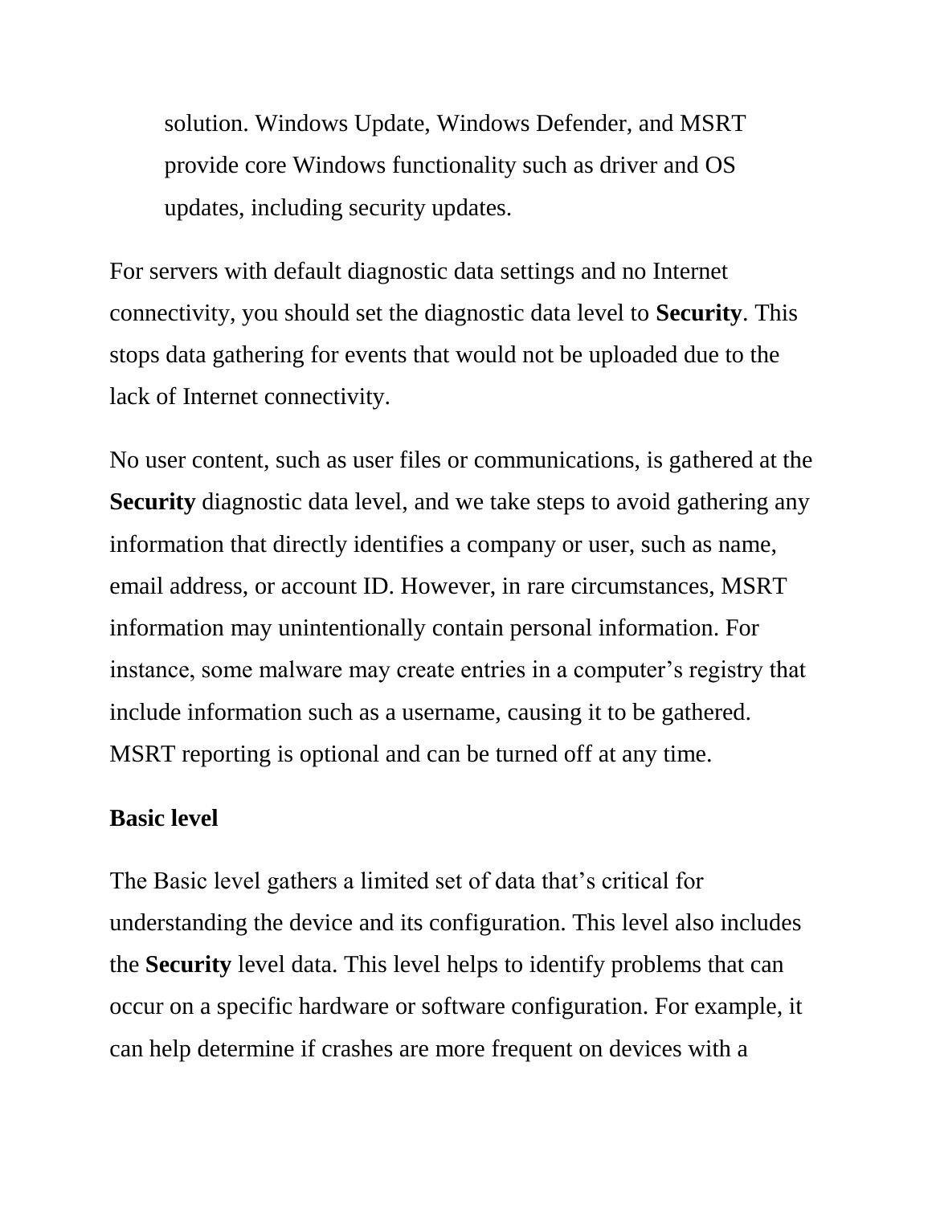solution. Windows Update, Windows Defender, and MSRT provide core Windows functionality such as driver and OS updates, including security updates.

For servers with default diagnostic data settings and no Internet connectivity, you should set the diagnostic data level to **Security**. This stops data gathering for events that would not be uploaded due to the lack of Internet connectivity.

No user content, such as user files or communications, is gathered at the **Security** diagnostic data level, and we take steps to avoid gathering any information that directly identifies a company or user, such as name, email address, or account ID. However, in rare circumstances, MSRT information may unintentionally contain personal information. For instance, some malware may create entries in a computer's registry that include information such as a username, causing it to be gathered. MSRT reporting is optional and can be turned off at any time.

**Basic level**

The Basic level gathers a limited set of data that's critical for understanding the device and its configuration. This level also includes the **Security** level data. This level helps to identify problems that can occur on a specific hardware or software configuration. For example, it can help determine if crashes are more frequent on devices with a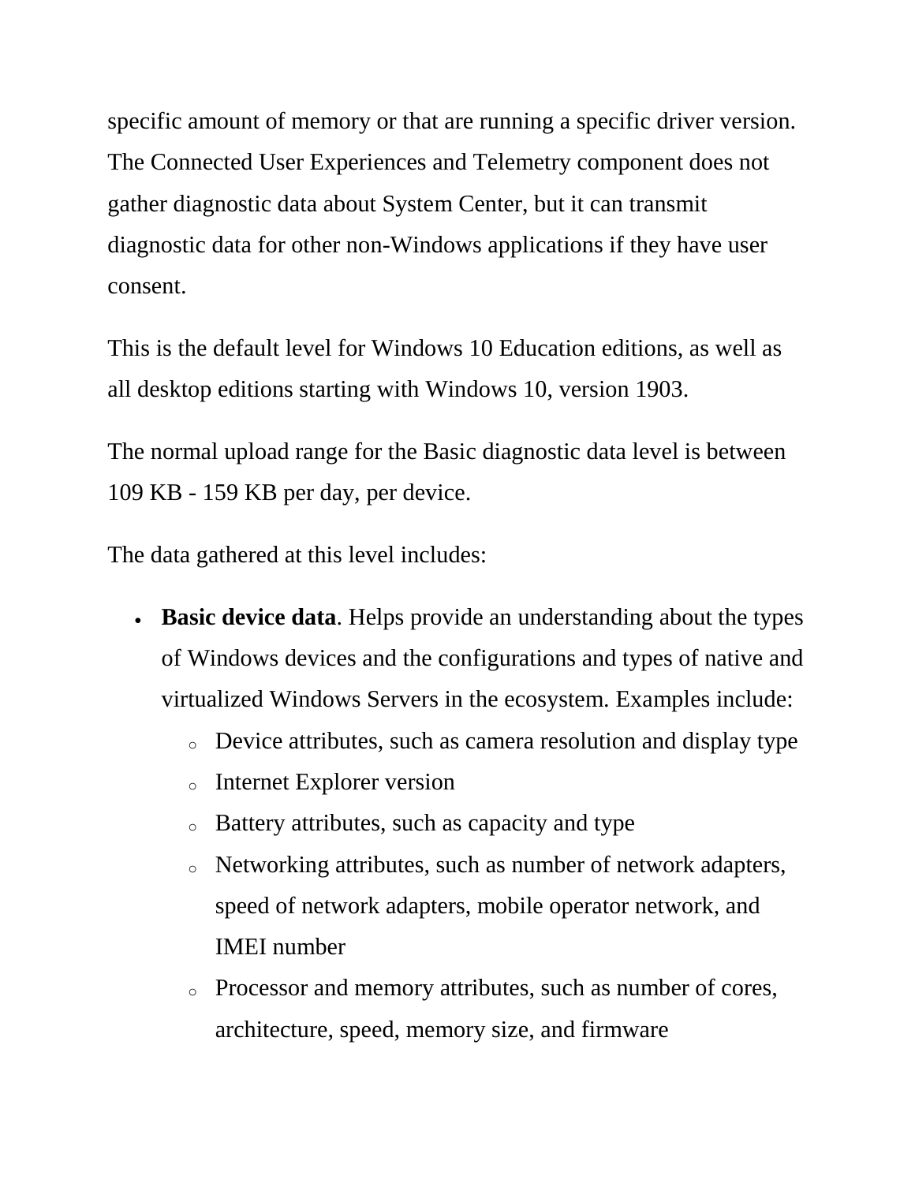specific amount of memory or that are running a specific driver version. The Connected User Experiences and Telemetry component does not gather diagnostic data about System Center, but it can transmit diagnostic data for other non-Windows applications if they have user consent.

This is the default level for Windows 10 Education editions, as well as all desktop editions starting with Windows 10, version 1903.

The normal upload range for the Basic diagnostic data level is between 109 KB - 159 KB per day, per device.

The data gathered at this level includes:

- **Basic device data**. Helps provide an understanding about the types of Windows devices and the configurations and types of native and virtualized Windows Servers in the ecosystem. Examples include:
  - Device attributes, such as camera resolution and display type
  - Internet Explorer version
  - Battery attributes, such as capacity and type
  - Networking attributes, such as number of network adapters, speed of network adapters, mobile operator network, and IMEI number
  - Processor and memory attributes, such as number of cores, architecture, speed, memory size, and firmware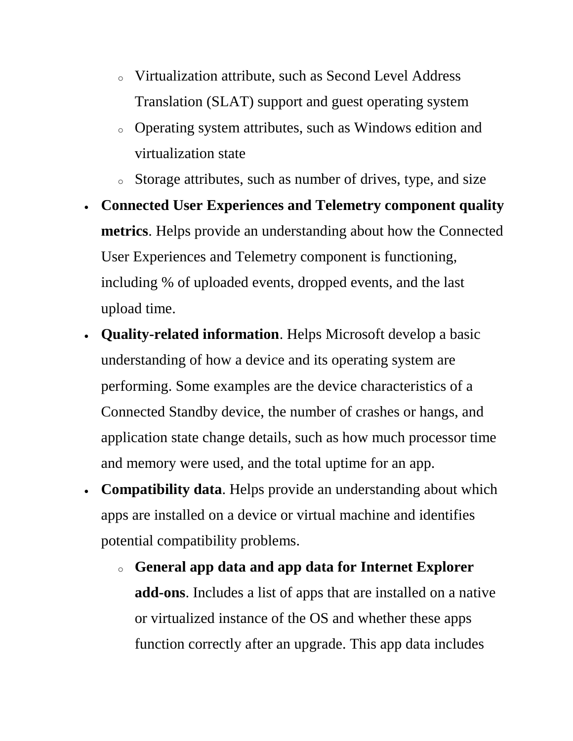- Virtualization attribute, such as Second Level Address Translation (SLAT) support and guest operating system
    - Operating system attributes, such as Windows edition and virtualization state
    - Storage attributes, such as number of drives, type, and size
- **Connected User Experiences and Telemetry component quality metrics**. Helps provide an understanding about how the Connected User Experiences and Telemetry component is functioning, including % of uploaded events, dropped events, and the last upload time.
- **Quality-related information**. Helps Microsoft develop a basic understanding of how a device and its operating system are performing. Some examples are the device characteristics of a Connected Standby device, the number of crashes or hangs, and application state change details, such as how much processor time and memory were used, and the total uptime for an app.
- **Compatibility data**. Helps provide an understanding about which apps are installed on a device or virtual machine and identifies potential compatibility problems.
    - **General app data and app data for Internet Explorer add-ons**. Includes a list of apps that are installed on a native or virtualized instance of the OS and whether these apps function correctly after an upgrade. This app data includes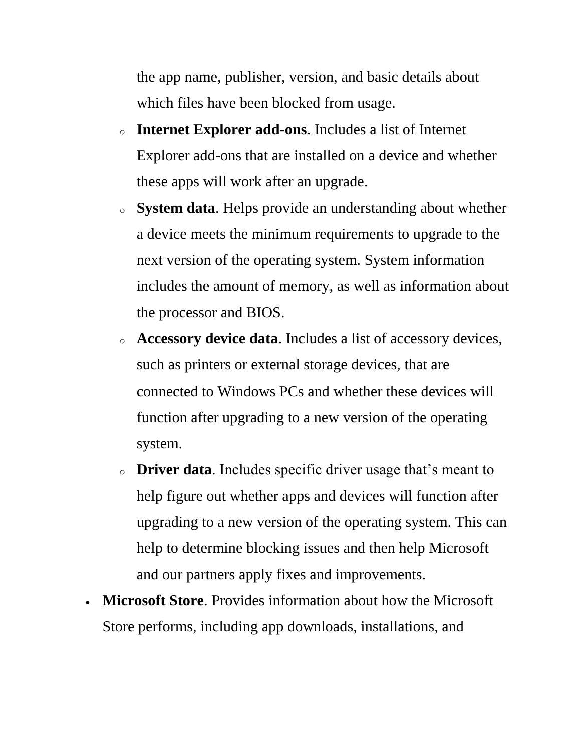the app name, publisher, version, and basic details about which files have been blocked from usage.
  - **Internet Explorer add-ons**. Includes a list of Internet Explorer add-ons that are installed on a device and whether these apps will work after an upgrade.
  - **System data**. Helps provide an understanding about whether a device meets the minimum requirements to upgrade to the next version of the operating system. System information includes the amount of memory, as well as information about the processor and BIOS.
  - **Accessory device data**. Includes a list of accessory devices, such as printers or external storage devices, that are connected to Windows PCs and whether these devices will function after upgrading to a new version of the operating system.
  - **Driver data**. Includes specific driver usage that's meant to help figure out whether apps and devices will function after upgrading to a new version of the operating system. This can help to determine blocking issues and then help Microsoft and our partners apply fixes and improvements.
- **Microsoft Store**. Provides information about how the Microsoft Store performs, including app downloads, installations, and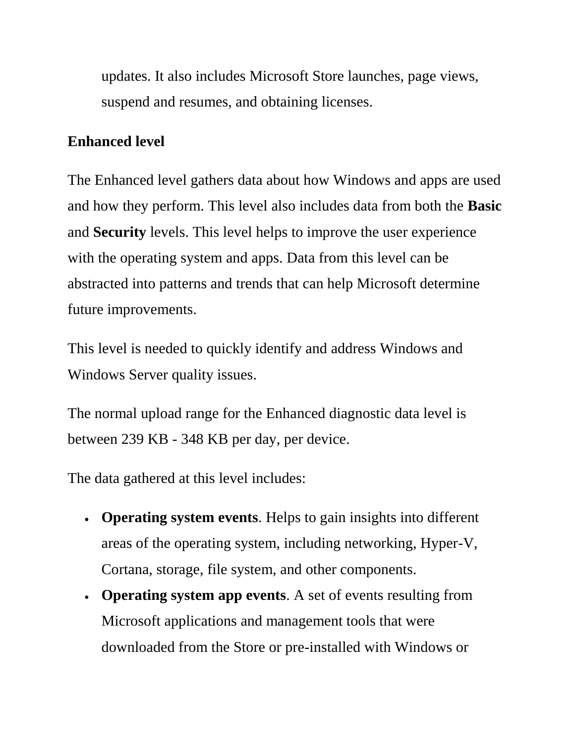updates. It also includes Microsoft Store launches, page views, suspend and resumes, and obtaining licenses.

### Enhanced level

The Enhanced level gathers data about how Windows and apps are used and how they perform. This level also includes data from both the **Basic** and **Security** levels. This level helps to improve the user experience with the operating system and apps. Data from this level can be abstracted into patterns and trends that can help Microsoft determine future improvements.

This level is needed to quickly identify and address Windows and Windows Server quality issues.

The normal upload range for the Enhanced diagnostic data level is between 239 KB - 348 KB per day, per device.

The data gathered at this level includes:

- **Operating system events**. Helps to gain insights into different areas of the operating system, including networking, Hyper-V, Cortana, storage, file system, and other components.
- **Operating system app events**. A set of events resulting from Microsoft applications and management tools that were downloaded from the Store or pre-installed with Windows or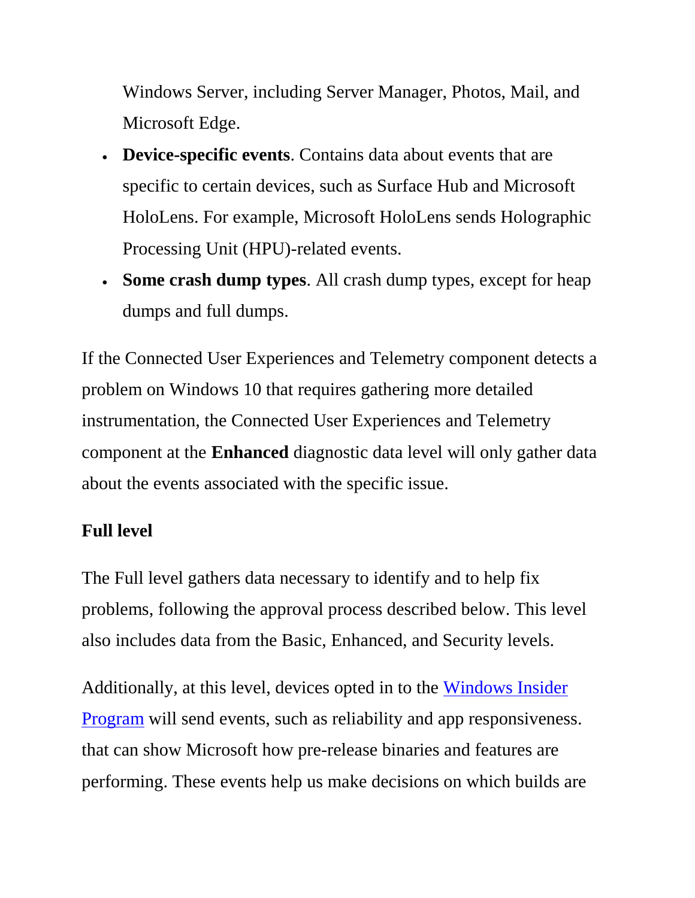Windows Server, including Server Manager, Photos, Mail, and Microsoft Edge.

- **Device-specific events**. Contains data about events that are specific to certain devices, such as Surface Hub and Microsoft HoloLens. For example, Microsoft HoloLens sends Holographic Processing Unit (HPU)-related events.
- **Some crash dump types**. All crash dump types, except for heap dumps and full dumps.

If the Connected User Experiences and Telemetry component detects a problem on Windows 10 that requires gathering more detailed instrumentation, the Connected User Experiences and Telemetry component at the **Enhanced** diagnostic data level will only gather data about the events associated with the specific issue.

**Full level**

The Full level gathers data necessary to identify and to help fix problems, following the approval process described below. This level also includes data from the Basic, Enhanced, and Security levels.

Additionally, at this level, devices opted in to the [Windows Insider Program](https://insider.windows.com) will send events, such as reliability and app responsiveness. that can show Microsoft how pre-release binaries and features are performing. These events help us make decisions on which builds are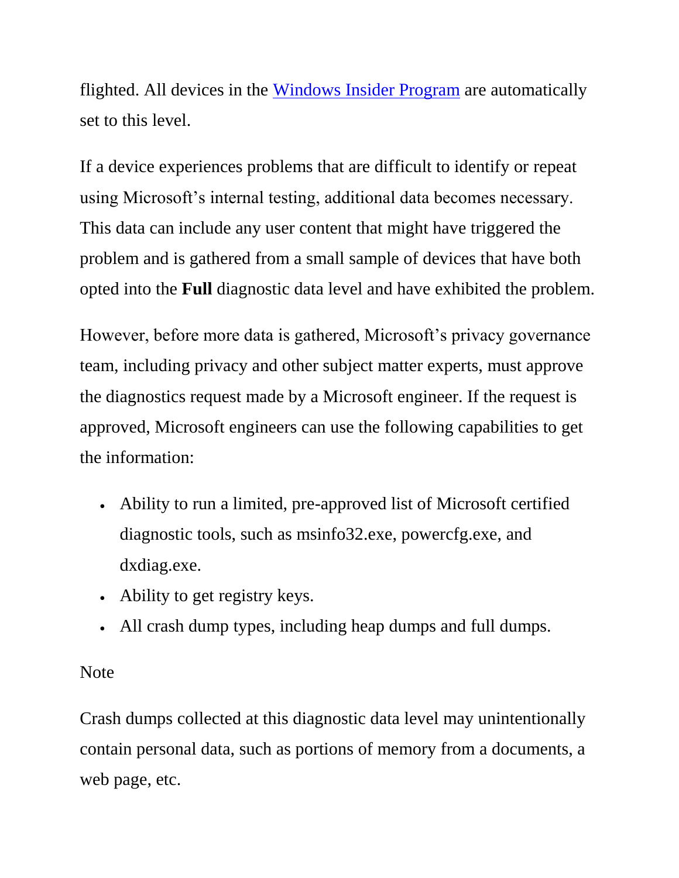flighted. All devices in the [Windows Insider Program]() are automatically set to this level.

If a device experiences problems that are difficult to identify or repeat using Microsoft's internal testing, additional data becomes necessary. This data can include any user content that might have triggered the problem and is gathered from a small sample of devices that have both opted into the **Full** diagnostic data level and have exhibited the problem.

However, before more data is gathered, Microsoft's privacy governance team, including privacy and other subject matter experts, must approve the diagnostics request made by a Microsoft engineer. If the request is approved, Microsoft engineers can use the following capabilities to get the information:

- Ability to run a limited, pre-approved list of Microsoft certified diagnostic tools, such as msinfo32.exe, powercfg.exe, and dxdiag.exe.
- Ability to get registry keys.
- All crash dump types, including heap dumps and full dumps.

Note

Crash dumps collected at this diagnostic data level may unintentionally contain personal data, such as portions of memory from a documents, a web page, etc.